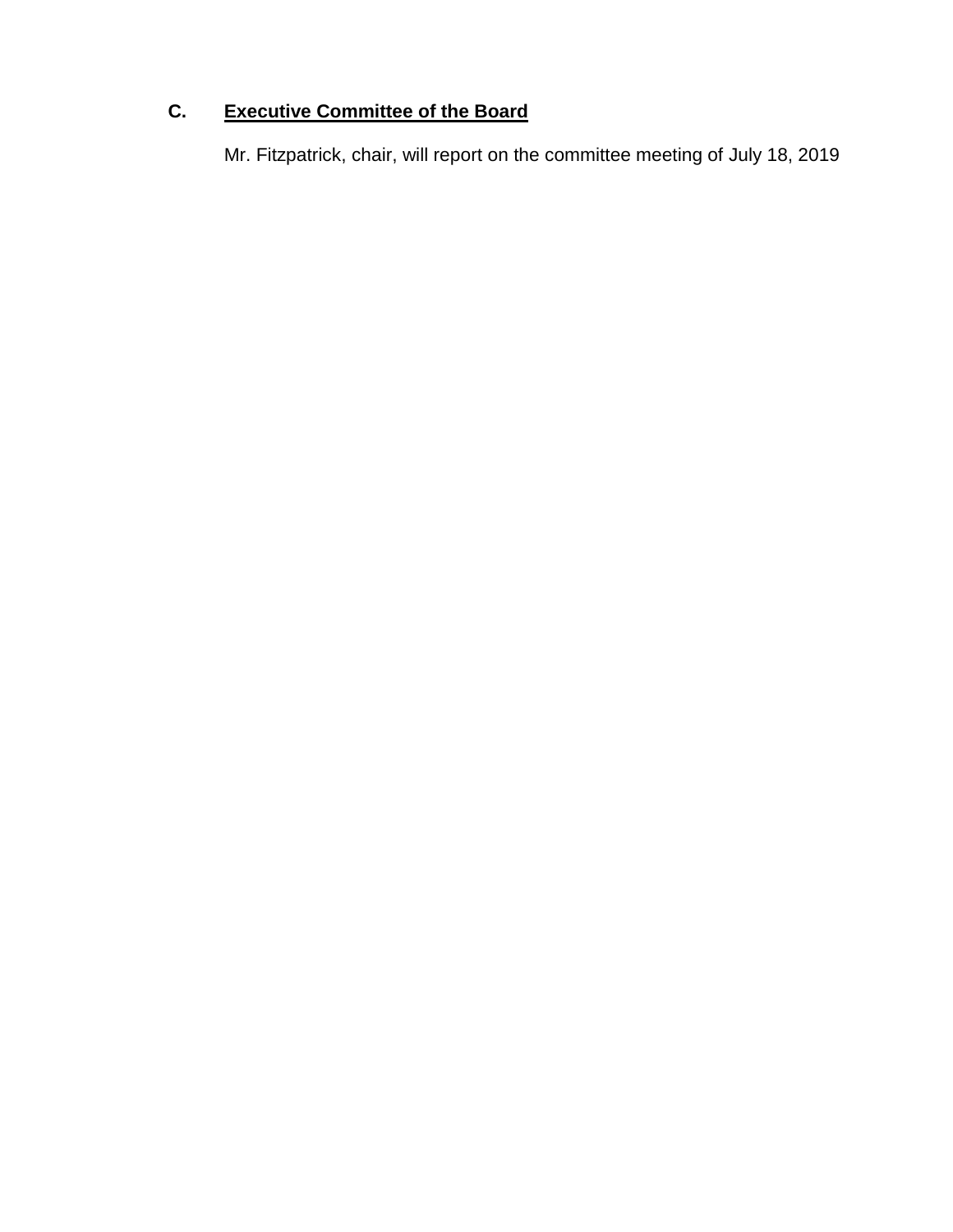## C. <u>Executive Committee of the Board</u>

Mr. Fitzpatrick, chair, will report on the committee meeting of July 18, 2019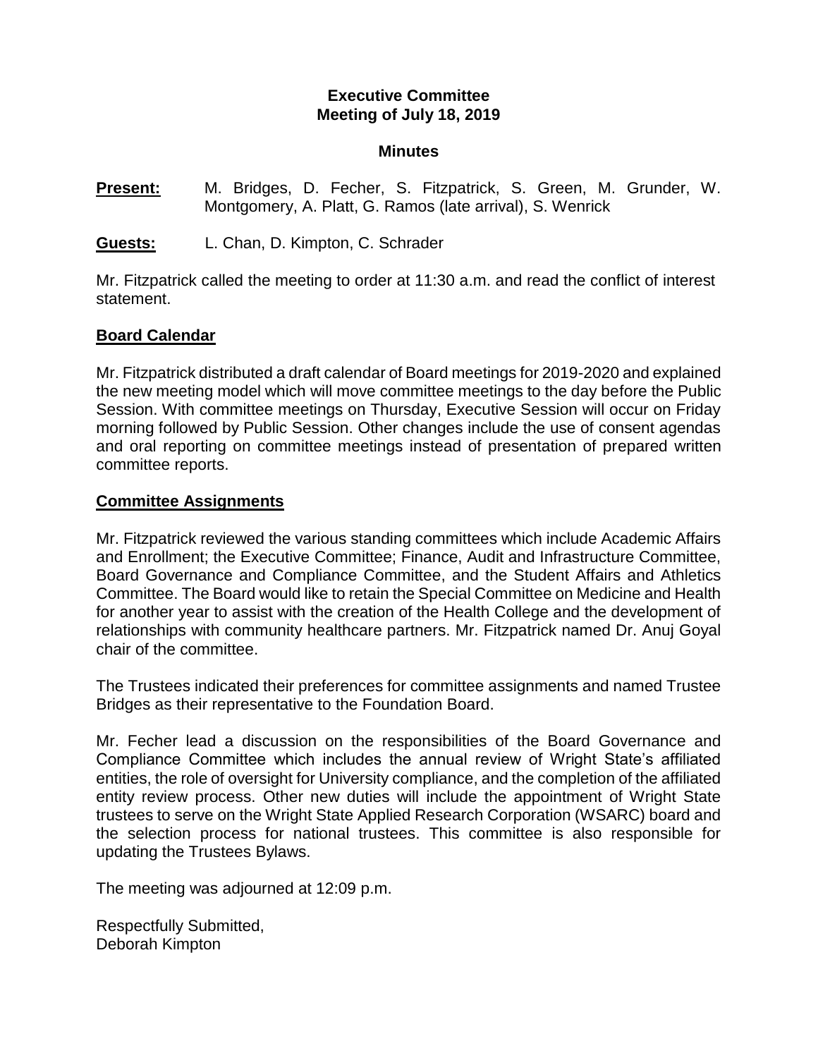**Executive Committee**
**Meeting of July 18, 2019**

**Minutes**

**Present:** M. Bridges, D. Fecher, S. Fitzpatrick, S. Green, M. Grunder, W. Montgomery, A. Platt, G. Ramos (late arrival), S. Wenrick

**Guests:** L. Chan, D. Kimpton, C. Schrader

Mr. Fitzpatrick called the meeting to order at 11:30 a.m. and read the conflict of interest statement.

## Board Calendar

Mr. Fitzpatrick distributed a draft calendar of Board meetings for 2019-2020 and explained the new meeting model which will move committee meetings to the day before the Public Session. With committee meetings on Thursday, Executive Session will occur on Friday morning followed by Public Session. Other changes include the use of consent agendas and oral reporting on committee meetings instead of presentation of prepared written committee reports.

## Committee Assignments

Mr. Fitzpatrick reviewed the various standing committees which include Academic Affairs and Enrollment; the Executive Committee; Finance, Audit and Infrastructure Committee, Board Governance and Compliance Committee, and the Student Affairs and Athletics Committee. The Board would like to retain the Special Committee on Medicine and Health for another year to assist with the creation of the Health College and the development of relationships with community healthcare partners. Mr. Fitzpatrick named Dr. Anuj Goyal chair of the committee.

The Trustees indicated their preferences for committee assignments and named Trustee Bridges as their representative to the Foundation Board.

Mr. Fecher lead a discussion on the responsibilities of the Board Governance and Compliance Committee which includes the annual review of Wright State's affiliated entities, the role of oversight for University compliance, and the completion of the affiliated entity review process. Other new duties will include the appointment of Wright State trustees to serve on the Wright State Applied Research Corporation (WSARC) board and the selection process for national trustees. This committee is also responsible for updating the Trustees Bylaws.

The meeting was adjourned at 12:09 p.m.

Respectfully Submitted,
Deborah Kimpton